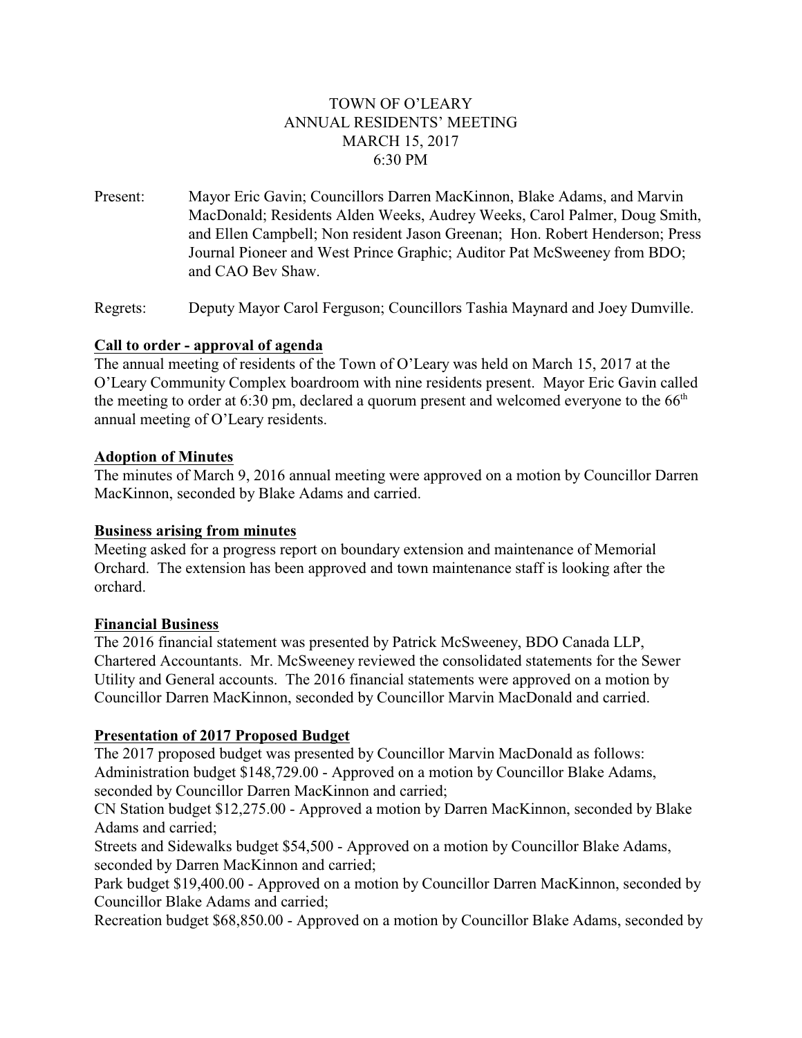TOWN OF O'LEARY
ANNUAL RESIDENTS' MEETING
MARCH 15, 2017
6:30 PM

Present: Mayor Eric Gavin; Councillors Darren MacKinnon, Blake Adams, and Marvin MacDonald; Residents Alden Weeks, Audrey Weeks, Carol Palmer, Doug Smith, and Ellen Campbell; Non resident Jason Greenan; Hon. Robert Henderson; Press Journal Pioneer and West Prince Graphic; Auditor Pat McSweeney from BDO; and CAO Bev Shaw.

Regrets: Deputy Mayor Carol Ferguson; Councillors Tashia Maynard and Joey Dumville.

**Call to order - approval of agenda**

The annual meeting of residents of the Town of O'Leary was held on March 15, 2017 at the O'Leary Community Complex boardroom with nine residents present. Mayor Eric Gavin called the meeting to order at 6:30 pm, declared a quorum present and welcomed everyone to the 66th annual meeting of O'Leary residents.

**Adoption of Minutes**

The minutes of March 9, 2016 annual meeting were approved on a motion by Councillor Darren MacKinnon, seconded by Blake Adams and carried.

**Business arising from minutes**

Meeting asked for a progress report on boundary extension and maintenance of Memorial Orchard. The extension has been approved and town maintenance staff is looking after the orchard.

**Financial Business**

The 2016 financial statement was presented by Patrick McSweeney, BDO Canada LLP, Chartered Accountants. Mr. McSweeney reviewed the consolidated statements for the Sewer Utility and General accounts. The 2016 financial statements were approved on a motion by Councillor Darren MacKinnon, seconded by Councillor Marvin MacDonald and carried.

**Presentation of 2017 Proposed Budget**

The 2017 proposed budget was presented by Councillor Marvin MacDonald as follows:
Administration budget $148,729.00 - Approved on a motion by Councillor Blake Adams, seconded by Councillor Darren MacKinnon and carried;
CN Station budget $12,275.00 - Approved a motion by Darren MacKinnon, seconded by Blake Adams and carried;
Streets and Sidewalks budget $54,500 - Approved on a motion by Councillor Blake Adams, seconded by Darren MacKinnon and carried;
Park budget $19,400.00 - Approved on a motion by Councillor Darren MacKinnon, seconded by Councillor Blake Adams and carried;
Recreation budget $68,850.00 - Approved on a motion by Councillor Blake Adams, seconded by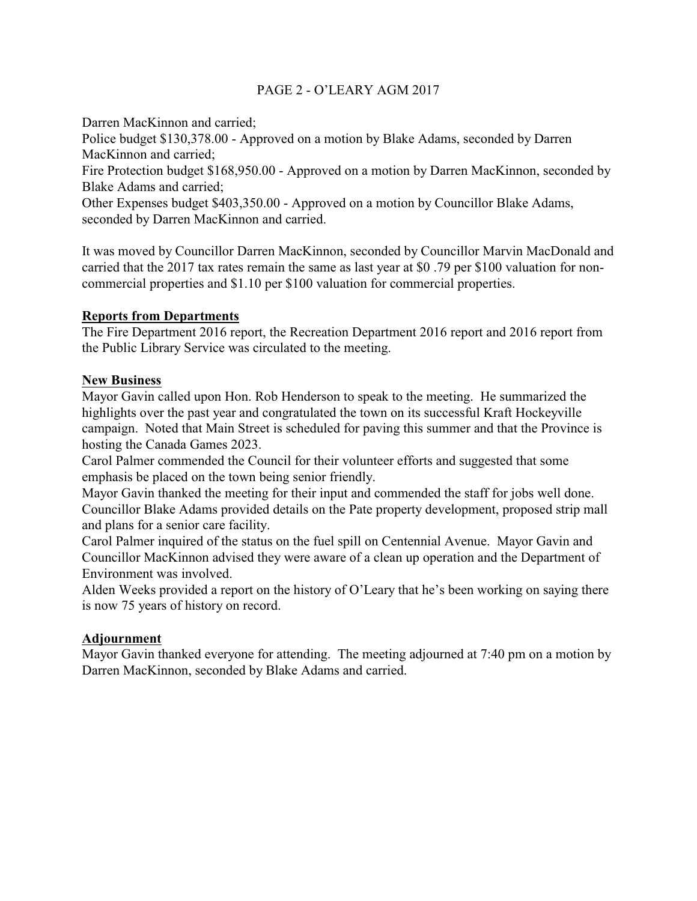Darren MacKinnon and carried;
Police budget $130,378.00 - Approved on a motion by Blake Adams, seconded by Darren MacKinnon and carried;
Fire Protection budget $168,950.00 - Approved on a motion by Darren MacKinnon, seconded by Blake Adams and carried;
Other Expenses budget $403,350.00 - Approved on a motion by Councillor Blake Adams, seconded by Darren MacKinnon and carried.

It was moved by Councillor Darren MacKinnon, seconded by Councillor Marvin MacDonald and carried that the 2017 tax rates remain the same as last year at $0 .79 per $100 valuation for non-commercial properties and $1.10 per $100 valuation for commercial properties.

**Reports from Departments**

The Fire Department 2016 report, the Recreation Department 2016 report and 2016 report from the Public Library Service was circulated to the meeting.

**New Business**

Mayor Gavin called upon Hon. Rob Henderson to speak to the meeting. He summarized the highlights over the past year and congratulated the town on its successful Kraft Hockeyville campaign. Noted that Main Street is scheduled for paving this summer and that the Province is hosting the Canada Games 2023.
Carol Palmer commended the Council for their volunteer efforts and suggested that some emphasis be placed on the town being senior friendly.
Mayor Gavin thanked the meeting for their input and commended the staff for jobs well done.
Councillor Blake Adams provided details on the Pate property development, proposed strip mall and plans for a senior care facility.
Carol Palmer inquired of the status on the fuel spill on Centennial Avenue. Mayor Gavin and Councillor MacKinnon advised they were aware of a clean up operation and the Department of Environment was involved.
Alden Weeks provided a report on the history of O'Leary that he's been working on saying there is now 75 years of history on record.

**Adjournment**

Mayor Gavin thanked everyone for attending. The meeting adjourned at 7:40 pm on a motion by Darren MacKinnon, seconded by Blake Adams and carried.